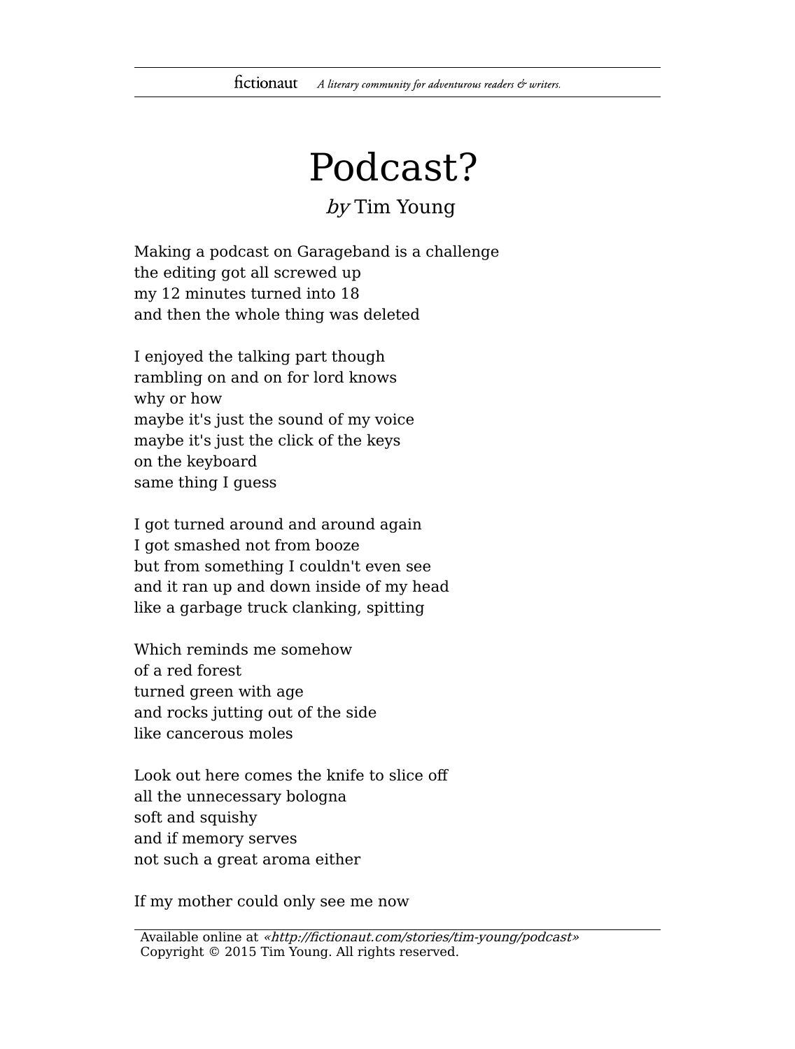# Podcast?

*by* Tim Young

Making a podcast on Garageband is a challenge  
the editing got all screwed up  
my 12 minutes turned into 18  
and then the whole thing was deleted

I enjoyed the talking part though  
rambling on and on for lord knows  
why or how  
maybe it's just the sound of my voice  
maybe it's just the click of the keys  
on the keyboard  
same thing I guess

I got turned around and around again  
I got smashed not from booze  
but from something I couldn't even see  
and it ran up and down inside of my head  
like a garbage truck clanking, spitting

Which reminds me somehow  
of a red forest  
turned green with age  
and rocks jutting out of the side  
like cancerous moles

Look out here comes the knife to slice off  
all the unnecessary bologna  
soft and squishy  
and if memory serves  
not such a great aroma either

If my mother could only see me now

Available online at *«http://fictionaut.com/stories/tim-young/podcast»*  
Copyright © 2015 Tim Young. All rights reserved.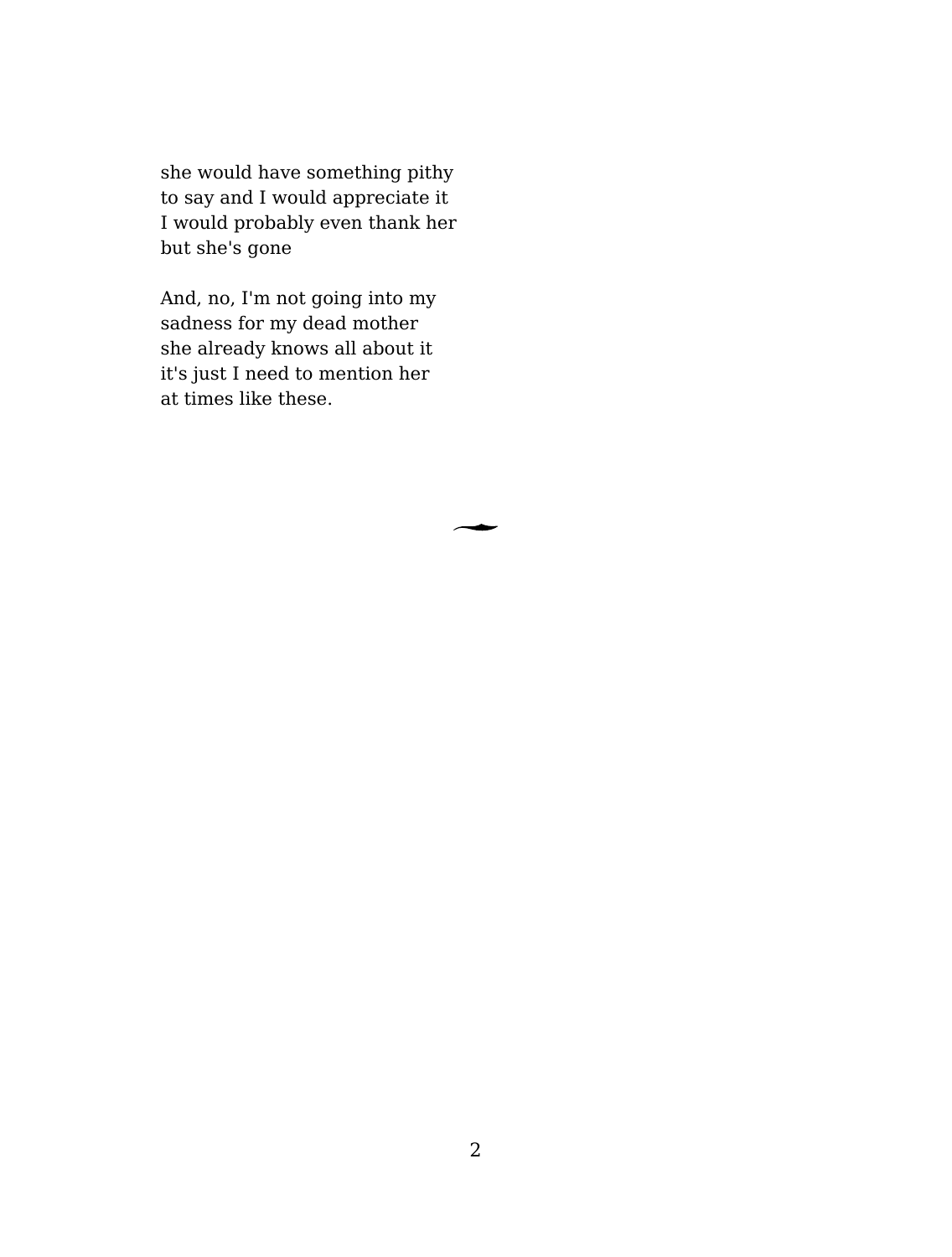she would have something pithy
to say and I would appreciate it
I would probably even thank her
but she's gone

And, no, I'm not going into my
sadness for my dead mother
she already knows all about it
it's just I need to mention her
at times like these.